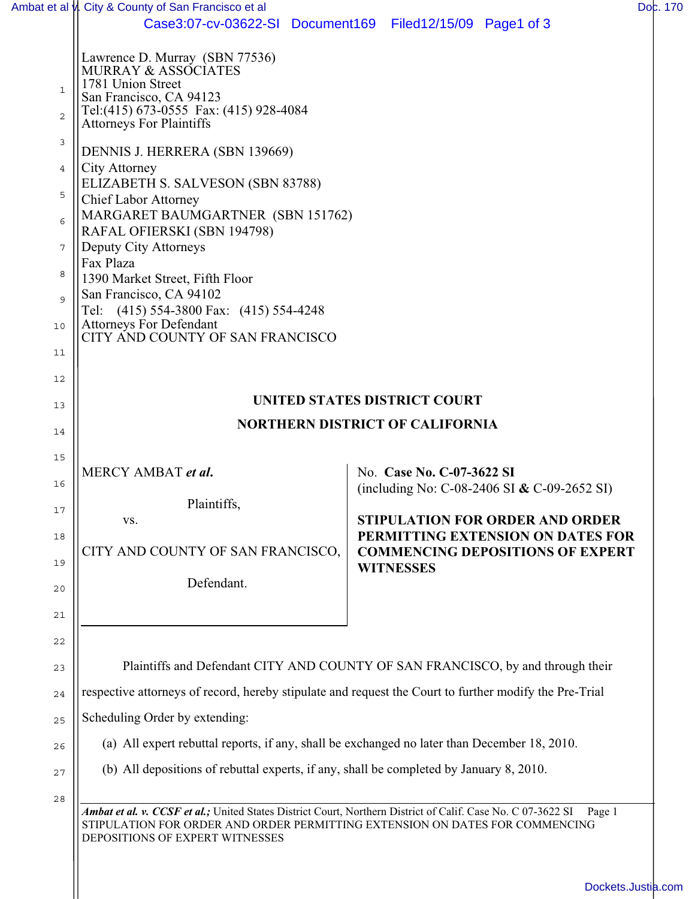Lawrence D. Murray (SBN 77536)
MURRAY & ASSOCIATES
1781 Union Street
San Francisco, CA 94123
Tel:(415) 673-0555 Fax: (415) 928-4084
Attorneys For Plaintiffs

DENNIS J. HERRERA (SBN 139669)
City Attorney
ELIZABETH S. SALVESON (SBN 83788)
Chief Labor Attorney
MARGARET BAUMGARTNER (SBN 151762)
RAFAL OFIERSKI (SBN 194798)
Deputy City Attorneys
Fax Plaza
1390 Market Street, Fifth Floor
San Francisco, CA 94102
Tel: (415) 554-3800 Fax: (415) 554-4248
Attorneys For Defendant
CITY AND COUNTY OF SAN FRANCISCO

**UNITED STATES DISTRICT COURT**

**NORTHERN DISTRICT OF CALIFORNIA**

MERCY AMBAT ***et al.***

Plaintiffs,

vs.

CITY AND COUNTY OF SAN FRANCISCO,

Defendant.

No. **Case No. C-07-3622 SI**
(including No: C-08-2406 SI **&** C-09-2652 SI)

**STIPULATION FOR ORDER AND ORDER PERMITTING EXTENSION ON DATES FOR COMMENCING DEPOSITIONS OF EXPERT WITNESSES**

Plaintiffs and Defendant CITY AND COUNTY OF SAN FRANCISCO, by and through their respective attorneys of record, hereby stipulate and request the Court to further modify the Pre-Trial Scheduling Order by extending:

(a) All expert rebuttal reports, if any, shall be exchanged no later than December 18, 2010.

(b) All depositions of rebuttal experts, if any, shall be completed by January 8, 2010.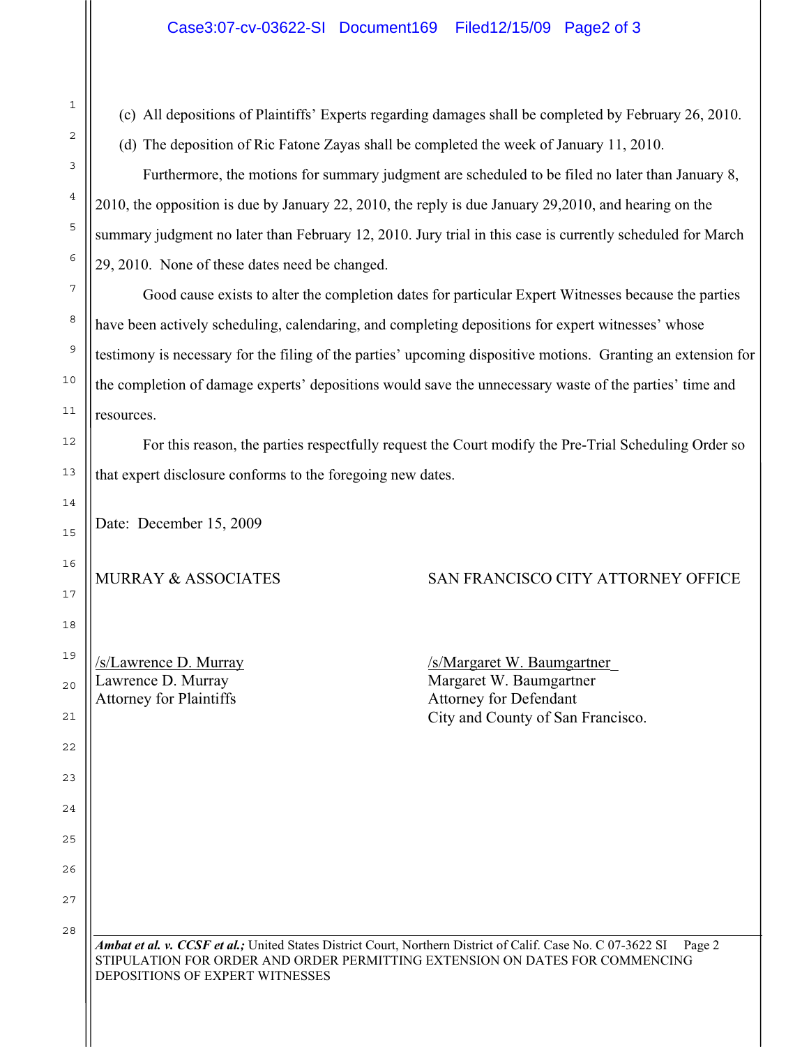(c) All depositions of Plaintiffs' Experts regarding damages shall be completed by February 26, 2010.

(d) The deposition of Ric Fatone Zayas shall be completed the week of January 11, 2010.

Furthermore, the motions for summary judgment are scheduled to be filed no later than January 8, 2010, the opposition is due by January 22, 2010, the reply is due January 29,2010, and hearing on the summary judgment no later than February 12, 2010. Jury trial in this case is currently scheduled for March 29, 2010. None of these dates need be changed.

Good cause exists to alter the completion dates for particular Expert Witnesses because the parties have been actively scheduling, calendaring, and completing depositions for expert witnesses' whose testimony is necessary for the filing of the parties' upcoming dispositive motions. Granting an extension for the completion of damage experts' depositions would save the unnecessary waste of the parties' time and resources.

For this reason, the parties respectfully request the Court modify the Pre-Trial Scheduling Order so that expert disclosure conforms to the foregoing new dates.

Date: December 15, 2009

MURRAY & ASSOCIATES

/s/Lawrence D. Murray
Lawrence D. Murray
Attorney for Plaintiffs

SAN FRANCISCO CITY ATTORNEY OFFICE

/s/Margaret W. Baumgartner
Margaret W. Baumgartner
Attorney for Defendant
City and County of San Francisco.

***Ambat et al. v. CCSF et al.;*** United States District Court, Northern District of Calif. Case No. C 07-3622 SI
STIPULATION FOR ORDER AND ORDER PERMITTING EXTENSION ON DATES FOR COMMENCING DEPOSITIONS OF EXPERT WITNESSES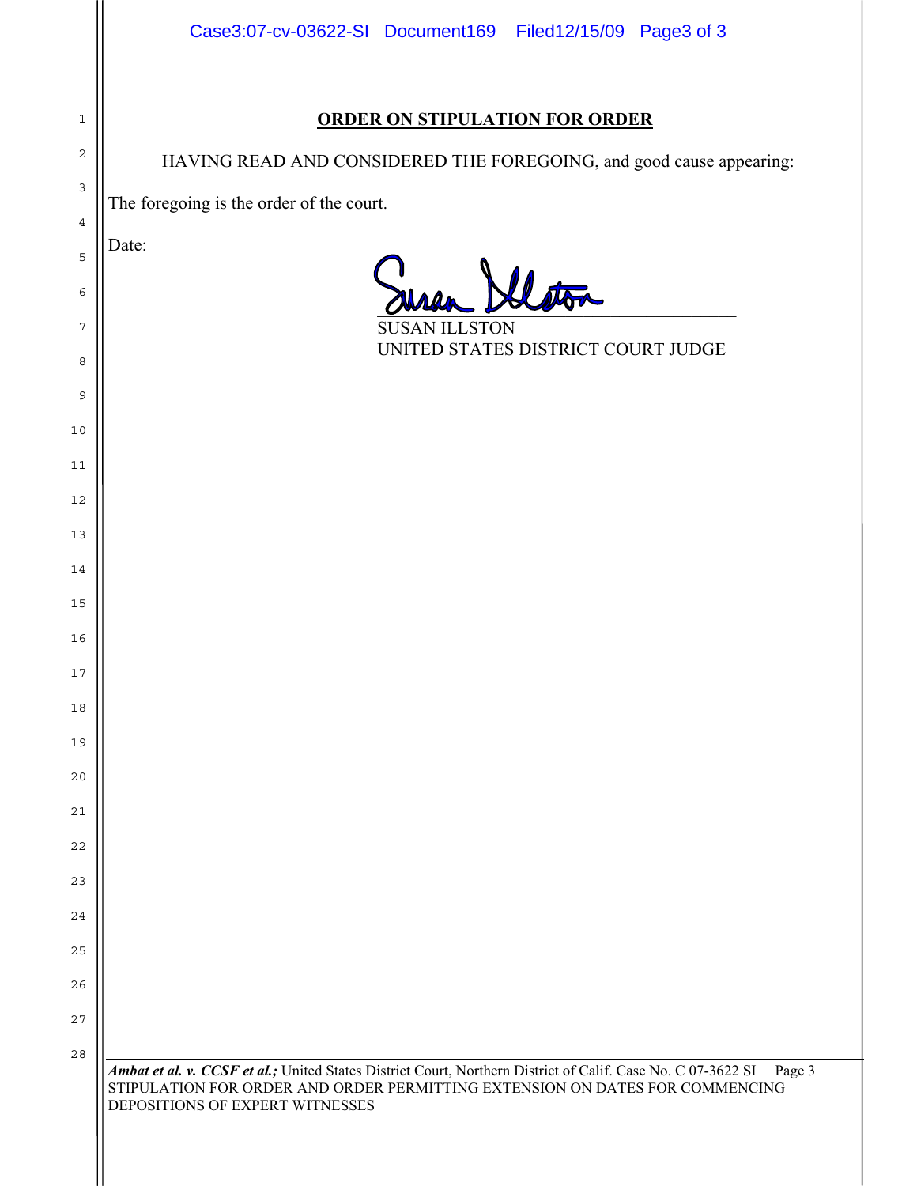**ORDER ON STIPULATION FOR ORDER**

HAVING READ AND CONSIDERED THE FOREGOING, and good cause appearing:

The foregoing is the order of the court.

Date:

SUSAN ILLSTON
UNITED STATES DISTRICT COURT JUDGE